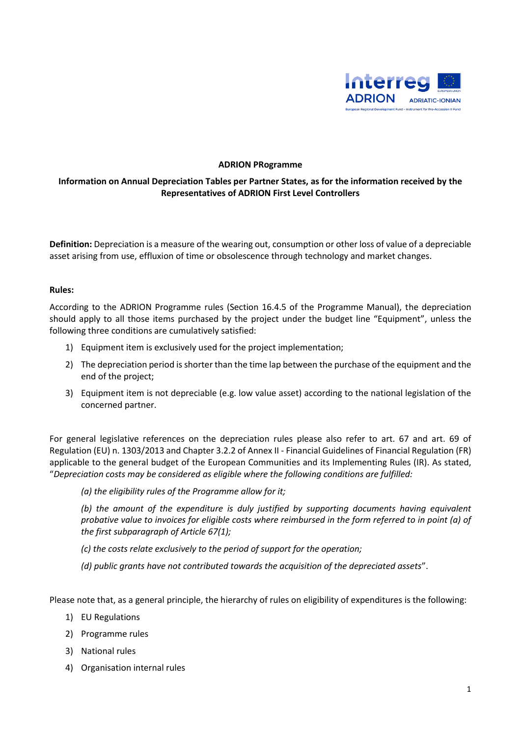**ADRION PRogramme**

**Information on Annual Depreciation Tables per Partner States, as for the information received by the Representatives of ADRION First Level Controllers**

**Definition:** Depreciation is a measure of the wearing out, consumption or other loss of value of a depreciable asset arising from use, effluxion of time or obsolescence through technology and market changes.

**Rules:**

According to the ADRION Programme rules (Section 16.4.5 of the Programme Manual), the depreciation should apply to all those items purchased by the project under the budget line "Equipment", unless the following three conditions are cumulatively satisfied:

1) Equipment item is exclusively used for the project implementation;
2) The depreciation period is shorter than the time lap between the purchase of the equipment and the end of the project;
3) Equipment item is not depreciable (e.g. low value asset) according to the national legislation of the concerned partner.

For general legislative references on the depreciation rules please also refer to art. 67 and art. 69 of Regulation (EU) n. 1303/2013 and Chapter 3.2.2 of Annex II - Financial Guidelines of Financial Regulation (FR) applicable to the general budget of the European Communities and its Implementing Rules (IR). As stated, "*Depreciation costs may be considered as eligible where the following conditions are fulfilled:*

> *(a) the eligibility rules of the Programme allow for it;*
>
> *(b) the amount of the expenditure is duly justified by supporting documents having equivalent probative value to invoices for eligible costs where reimbursed in the form referred to in point (a) of the first subparagraph of Article 67(1);*
>
> *(c) the costs relate exclusively to the period of support for the operation;*
>
> *(d) public grants have not contributed towards the acquisition of the depreciated assets*".

Please note that, as a general principle, the hierarchy of rules on eligibility of expenditures is the following:

1) EU Regulations
2) Programme rules
3) National rules
4) Organisation internal rules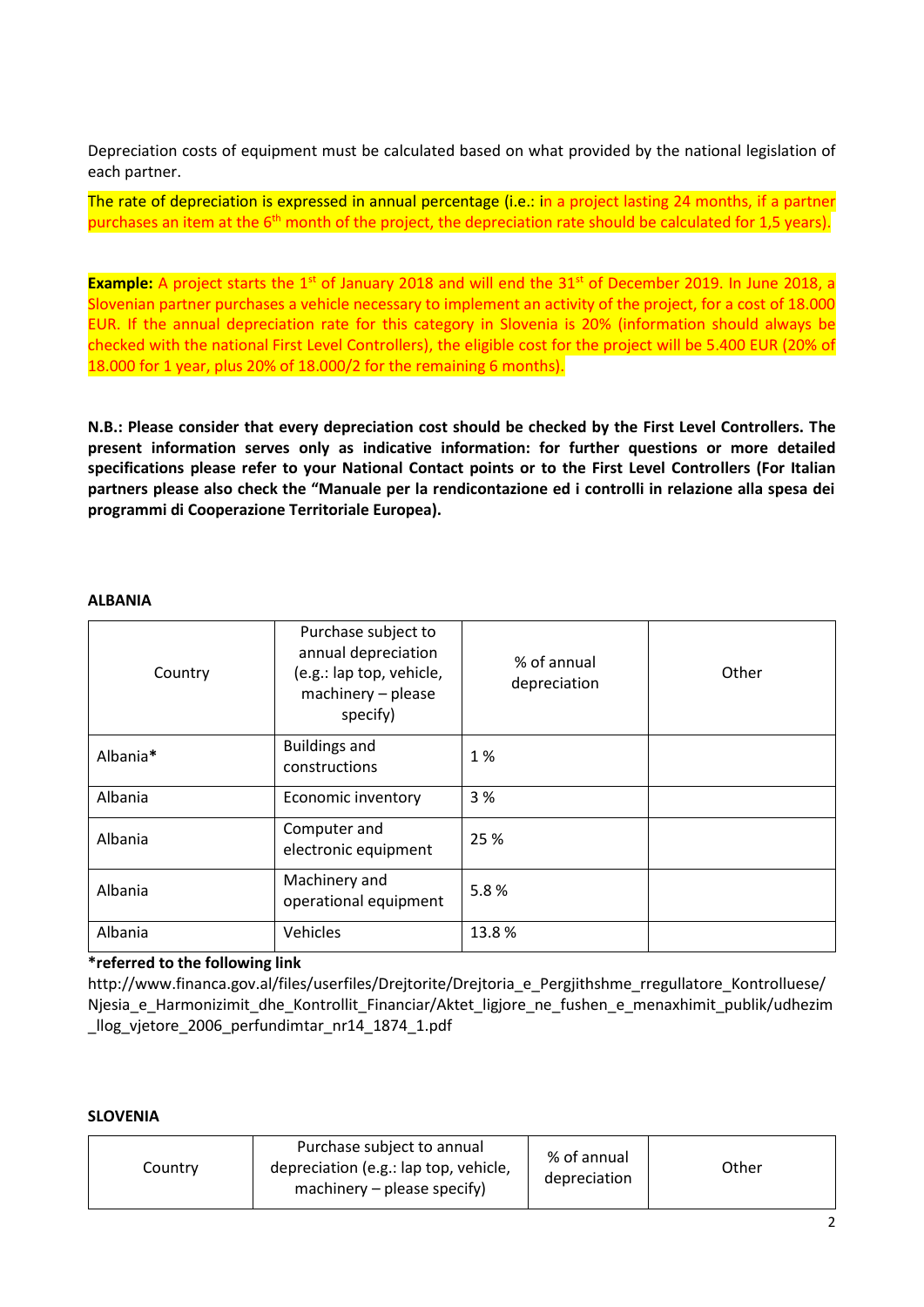Depreciation costs of equipment must be calculated based on what provided by the national legislation of each partner.

The rate of depreciation is expressed in annual percentage (i.e.: in a project lasting 24 months, if a partner purchases an item at the 6th month of the project, the depreciation rate should be calculated for 1,5 years).

**Example:** A project starts the 1st of January 2018 and will end the 31st of December 2019. In June 2018, a Slovenian partner purchases a vehicle necessary to implement an activity of the project, for a cost of 18.000 EUR. If the annual depreciation rate for this category in Slovenia is 20% (information should always be checked with the national First Level Controllers), the eligible cost for the project will be 5.400 EUR (20% of 18.000 for 1 year, plus 20% of 18.000/2 for the remaining 6 months).

**N.B.: Please consider that every depreciation cost should be checked by the First Level Controllers. The present information serves only as indicative information: for further questions or more detailed specifications please refer to your National Contact points or to the First Level Controllers (For Italian partners please also check the "Manuale per la rendicontazione ed i controlli in relazione alla spesa dei programmi di Cooperazione Territoriale Europea).**

**ALBANIA**

| Country | Purchase subject to annual depreciation (e.g.: lap top, vehicle, machinery – please specify) | % of annual depreciation | Other |
|---|---|---|---|
| Albania**\*** | Buildings and constructions | 1 % | |
| Albania | Economic inventory | 3 % | |
| Albania | Computer and electronic equipment | 25 % | |
| Albania | Machinery and operational equipment | 5.8 % | |
| Albania | Vehicles | 13.8 % | |

**\*referred to the following link**

http://www.financa.gov.al/files/userfiles/Drejtorite/Drejtoria_e_Pergjithshme_rregullatore_Kontrolluese/Njesia_e_Harmonizimit_dhe_Kontrollit_Financiar/Aktet_ligjore_ne_fushen_e_menaxhimit_publik/udhezim_llog_vjetore_2006_perfundimtar_nr14_1874_1.pdf

**SLOVENIA**

| Country | Purchase subject to annual depreciation (e.g.: lap top, vehicle, machinery – please specify) | % of annual depreciation | Other |
|---|---|---|---|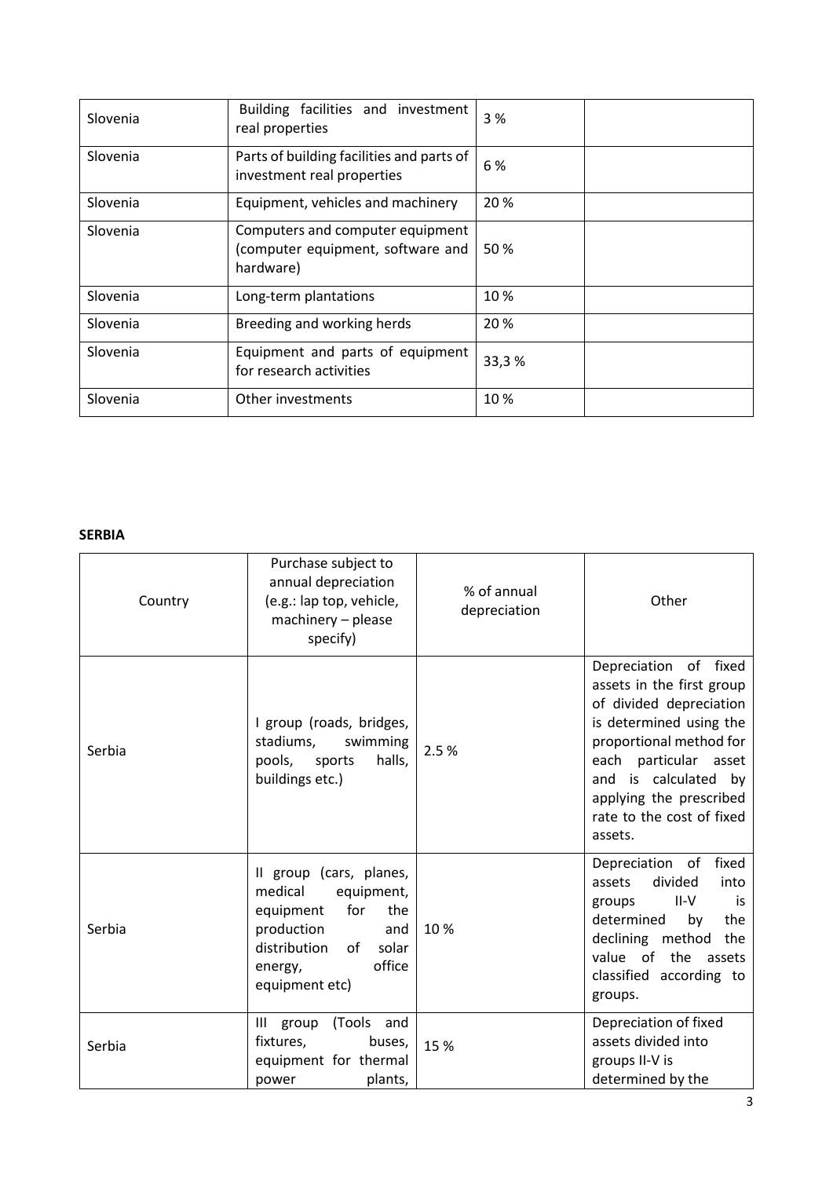| Slovenia | Building facilities and investment real properties | 3 % | |
|---|---|---|---|
| Slovenia | Parts of building facilities and parts of investment real properties | 6 % | |
| Slovenia | Equipment, vehicles and machinery | 20 % | |
| Slovenia | Computers and computer equipment (computer equipment, software and hardware) | 50 % | |
| Slovenia | Long-term plantations | 10 % | |
| Slovenia | Breeding and working herds | 20 % | |
| Slovenia | Equipment and parts of equipment for research activities | 33,3 % | |
| Slovenia | Other investments | 10 % | |

**SERBIA**

| Country | Purchase subject to annual depreciation (e.g.: lap top, vehicle, machinery – please specify) | % of annual depreciation | Other |
|---|---|---|---|
| Serbia | I group (roads, bridges, stadiums, swimming pools, sports halls, buildings etc.) | 2.5 % | Depreciation of fixed assets in the first group of divided depreciation is determined using the proportional method for each particular asset and is calculated by applying the prescribed rate to the cost of fixed assets. |
| Serbia | II group (cars, planes, medical equipment, equipment for the production and distribution of solar energy, office equipment etc) | 10 % | Depreciation of fixed assets divided into groups II-V is determined by the declining method the value of the assets classified according to groups. |
| Serbia | III group (Tools and fixtures, buses, equipment for thermal power plants, | 15 % | Depreciation of fixed assets divided into groups II-V is determined by the |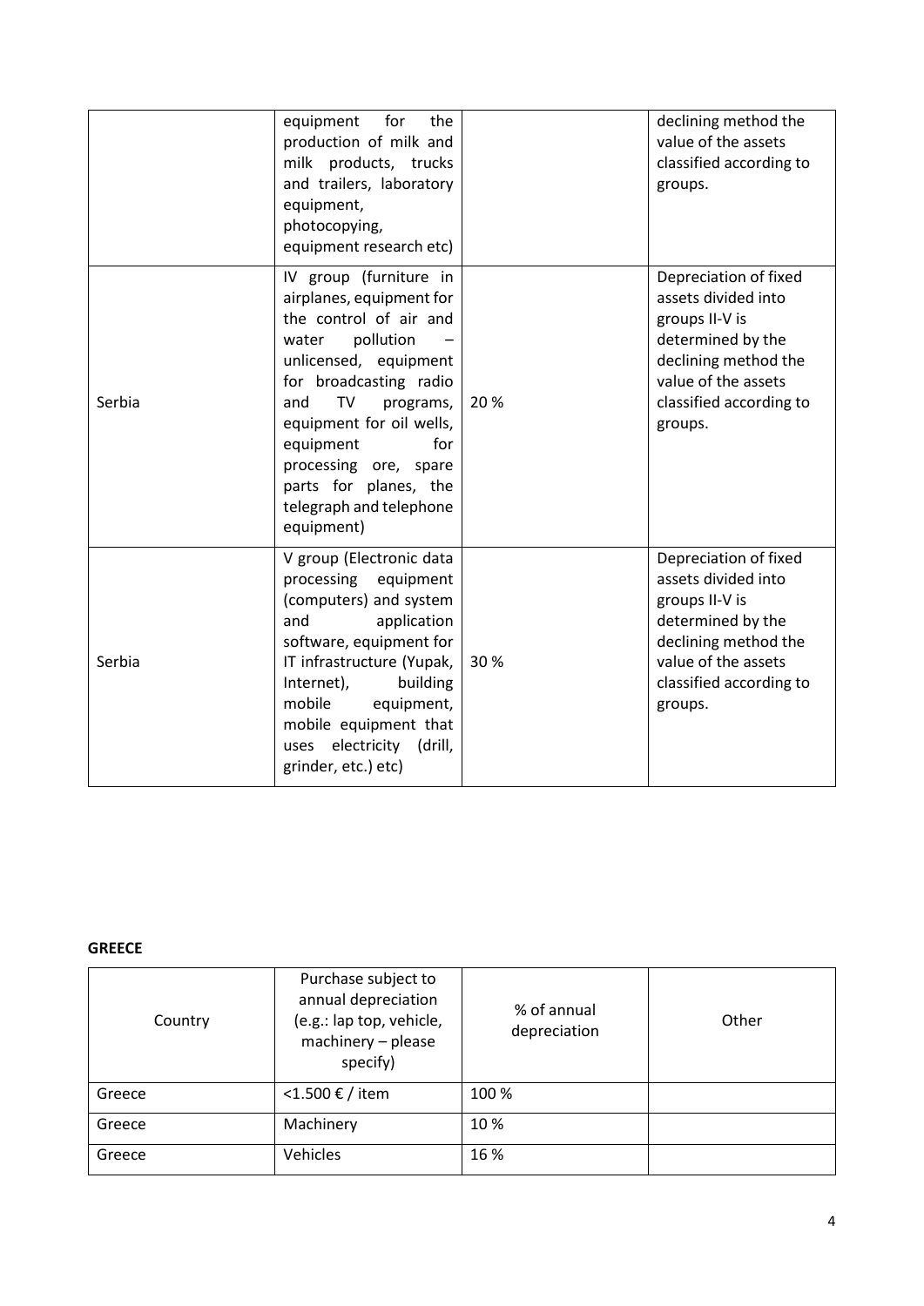| | | | |
|---|---|---|---|
| | equipment for the production of milk and milk products, trucks and trailers, laboratory equipment, photocopying, equipment research etc) | | declining method the value of the assets classified according to groups. |
| Serbia | IV group (furniture in airplanes, equipment for the control of air and water pollution – unlicensed, equipment for broadcasting radio and TV programs, equipment for oil wells, equipment for processing ore, spare parts for planes, the telegraph and telephone equipment) | 20 % | Depreciation of fixed assets divided into groups II-V is determined by the declining method the value of the assets classified according to groups. |
| Serbia | V group (Electronic data processing equipment (computers) and system and application software, equipment for IT infrastructure (Yupak, Internet), building mobile equipment, mobile equipment that uses electricity (drill, grinder, etc.) etc) | 30 % | Depreciation of fixed assets divided into groups II-V is determined by the declining method the value of the assets classified according to groups. |

**GREECE**

| Country | Purchase subject to annual depreciation (e.g.: lap top, vehicle, machinery – please specify) | % of annual depreciation | Other |
|---|---|---|---|
| Greece | <1.500 € / item | 100 % | |
| Greece | Machinery | 10 % | |
| Greece | Vehicles | 16 % | |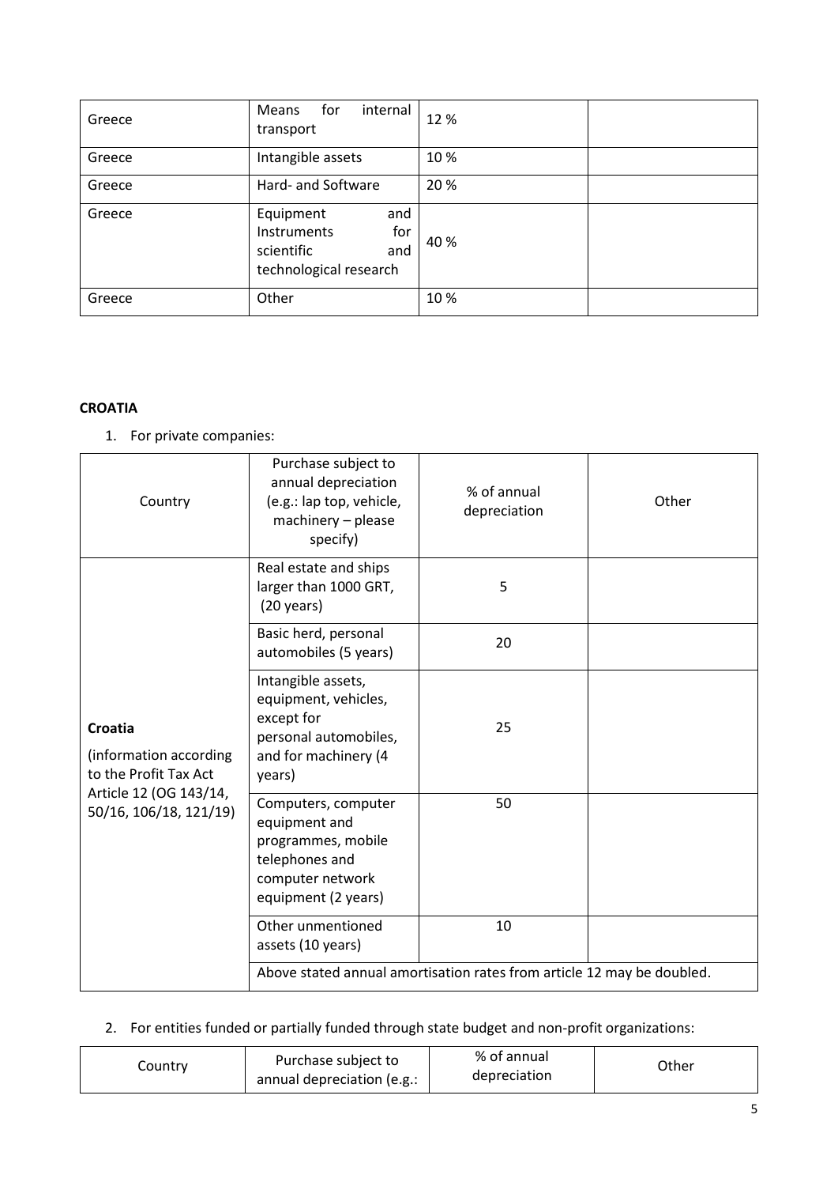| Greece | Means for internal transport | 12 % | |
|---|---|---|---|
| Greece | Intangible assets | 10 % | |
| Greece | Hard- and Software | 20 % | |
| Greece | Equipment and Instruments for scientific and technological research | 40 % | |
| Greece | Other | 10 % | |

**CROATIA**

1. For private companies:

| Country | Purchase subject to annual depreciation (e.g.: lap top, vehicle, machinery – please specify) | % of annual depreciation | Other |
|---|---|---|---|
| **Croatia** (information according to the Profit Tax Act Article 12 (OG 143/14, 50/16, 106/18, 121/19) | Real estate and ships larger than 1000 GRT, (20 years) | 5 | |
| | Basic herd, personal automobiles (5 years) | 20 | |
| | Intangible assets, equipment, vehicles, except for personal automobiles, and for machinery (4 years) | 25 | |
| | Computers, computer equipment and programmes, mobile telephones and computer network equipment (2 years) | 50 | |
| | Other unmentioned assets (10 years) | 10 | |
| | Above stated annual amortisation rates from article 12 may be doubled. | | |

2. For entities funded or partially funded through state budget and non-profit organizations:

| Country | Purchase subject to annual depreciation (e.g.: | % of annual depreciation | Other |
|---|---|---|---|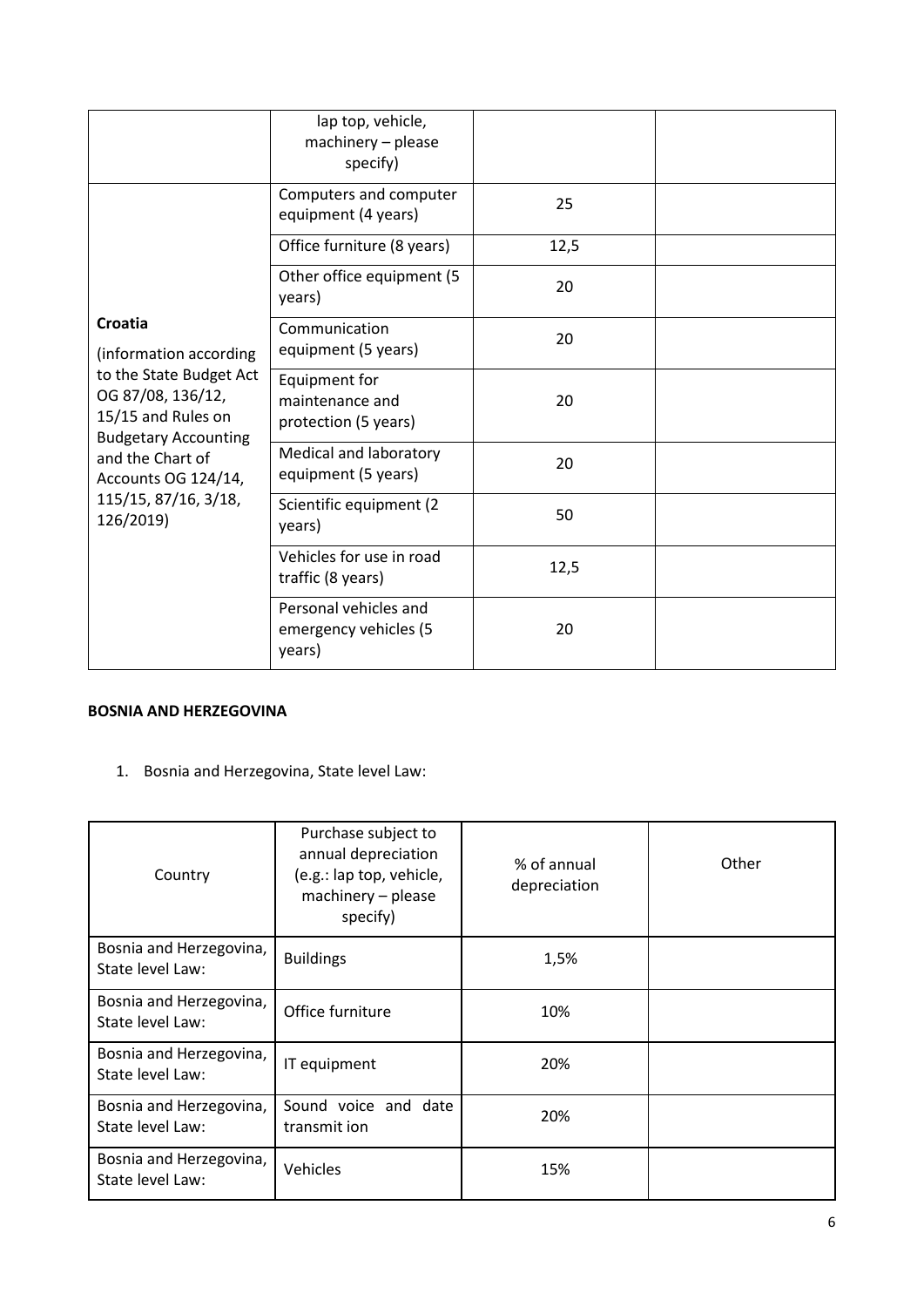| | lap top, vehicle, machinery – please specify) | | |
|---|---|---|---|
| **Croatia** (information according to the State Budget Act OG 87/08, 136/12, 15/15 and Rules on Budgetary Accounting and the Chart of Accounts OG 124/14, 115/15, 87/16, 3/18, 126/2019) | Computers and computer equipment (4 years) | 25 | |
| | Office furniture (8 years) | 12,5 | |
| | Other office equipment (5 years) | 20 | |
| | Communication equipment (5 years) | 20 | |
| | Equipment for maintenance and protection (5 years) | 20 | |
| | Medical and laboratory equipment (5 years) | 20 | |
| | Scientific equipment (2 years) | 50 | |
| | Vehicles for use in road traffic (8 years) | 12,5 | |
| | Personal vehicles and emergency vehicles (5 years) | 20 | |

**BOSNIA AND HERZEGOVINA**

1. Bosnia and Herzegovina, State level Law:

| Country | Purchase subject to annual depreciation (e.g.: lap top, vehicle, machinery – please specify) | % of annual depreciation | Other |
|---|---|---|---|
| Bosnia and Herzegovina, State level Law: | Buildings | 1,5% | |
| Bosnia and Herzegovina, State level Law: | Office furniture | 10% | |
| Bosnia and Herzegovina, State level Law: | IT equipment | 20% | |
| Bosnia and Herzegovina, State level Law: | Sound voice and date transmit ion | 20% | |
| Bosnia and Herzegovina, State level Law: | Vehicles | 15% | |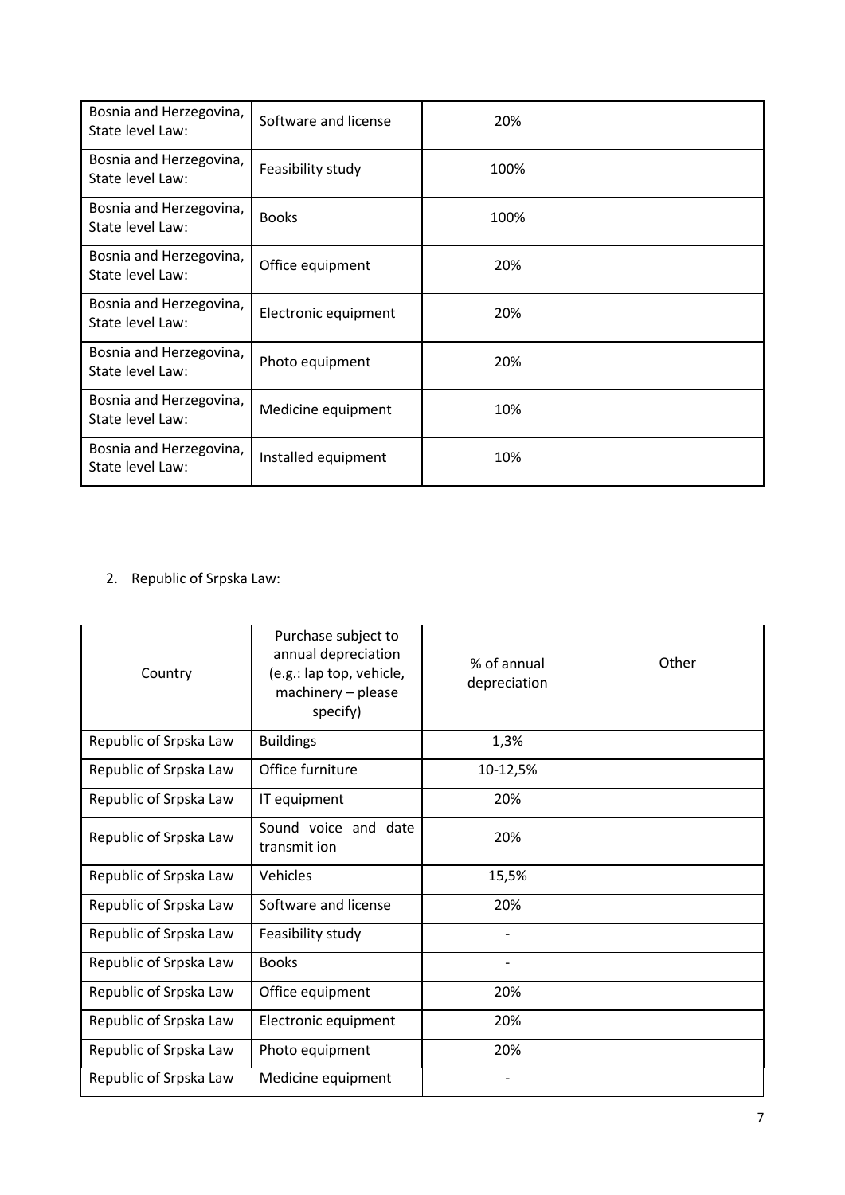| Bosnia and Herzegovina, State level Law: | Software and license | 20% | |
|---|---|---|---|
| Bosnia and Herzegovina, State level Law: | Feasibility study | 100% | |
| Bosnia and Herzegovina, State level Law: | Books | 100% | |
| Bosnia and Herzegovina, State level Law: | Office equipment | 20% | |
| Bosnia and Herzegovina, State level Law: | Electronic equipment | 20% | |
| Bosnia and Herzegovina, State level Law: | Photo equipment | 20% | |
| Bosnia and Herzegovina, State level Law: | Medicine equipment | 10% | |
| Bosnia and Herzegovina, State level Law: | Installed equipment | 10% | |

2. Republic of Srpska Law:

| Country | Purchase subject to annual depreciation (e.g.: lap top, vehicle, machinery – please specify) | % of annual depreciation | Other |
|---|---|---|---|
| Republic of Srpska Law | Buildings | 1,3% | |
| Republic of Srpska Law | Office furniture | 10-12,5% | |
| Republic of Srpska Law | IT equipment | 20% | |
| Republic of Srpska Law | Sound voice and date transmit ion | 20% | |
| Republic of Srpska Law | Vehicles | 15,5% | |
| Republic of Srpska Law | Software and license | 20% | |
| Republic of Srpska Law | Feasibility study | - | |
| Republic of Srpska Law | Books | - | |
| Republic of Srpska Law | Office equipment | 20% | |
| Republic of Srpska Law | Electronic equipment | 20% | |
| Republic of Srpska Law | Photo equipment | 20% | |
| Republic of Srpska Law | Medicine equipment | - | |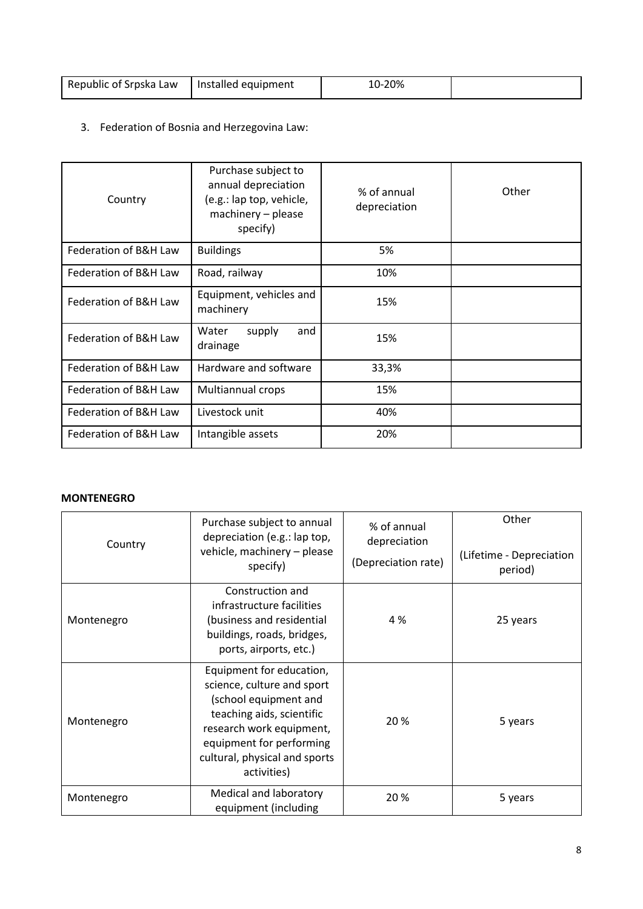| Republic of Srpska Law | Installed equipment | 10-20% | |
|---|---|---|---|

3. Federation of Bosnia and Herzegovina Law:

| Country | Purchase subject to annual depreciation (e.g.: lap top, vehicle, machinery – please specify) | % of annual depreciation | Other |
|---|---|---|---|
| Federation of B&H Law | Buildings | 5% | |
| Federation of B&H Law | Road, railway | 10% | |
| Federation of B&H Law | Equipment, vehicles and machinery | 15% | |
| Federation of B&H Law | Water supply and drainage | 15% | |
| Federation of B&H Law | Hardware and software | 33,3% | |
| Federation of B&H Law | Multiannual crops | 15% | |
| Federation of B&H Law | Livestock unit | 40% | |
| Federation of B&H Law | Intangible assets | 20% | |

**MONTENEGRO**

| Country | Purchase subject to annual depreciation (e.g.: lap top, vehicle, machinery – please specify) | % of annual depreciation (Depreciation rate) | Other (Lifetime - Depreciation period) |
|---|---|---|---|
| Montenegro | Construction and infrastructure facilities (business and residential buildings, roads, bridges, ports, airports, etc.) | 4 % | 25 years |
| Montenegro | Equipment for education, science, culture and sport (school equipment and teaching aids, scientific research work equipment, equipment for performing cultural, physical and sports activities) | 20 % | 5 years |
| Montenegro | Medical and laboratory equipment (including | 20 % | 5 years |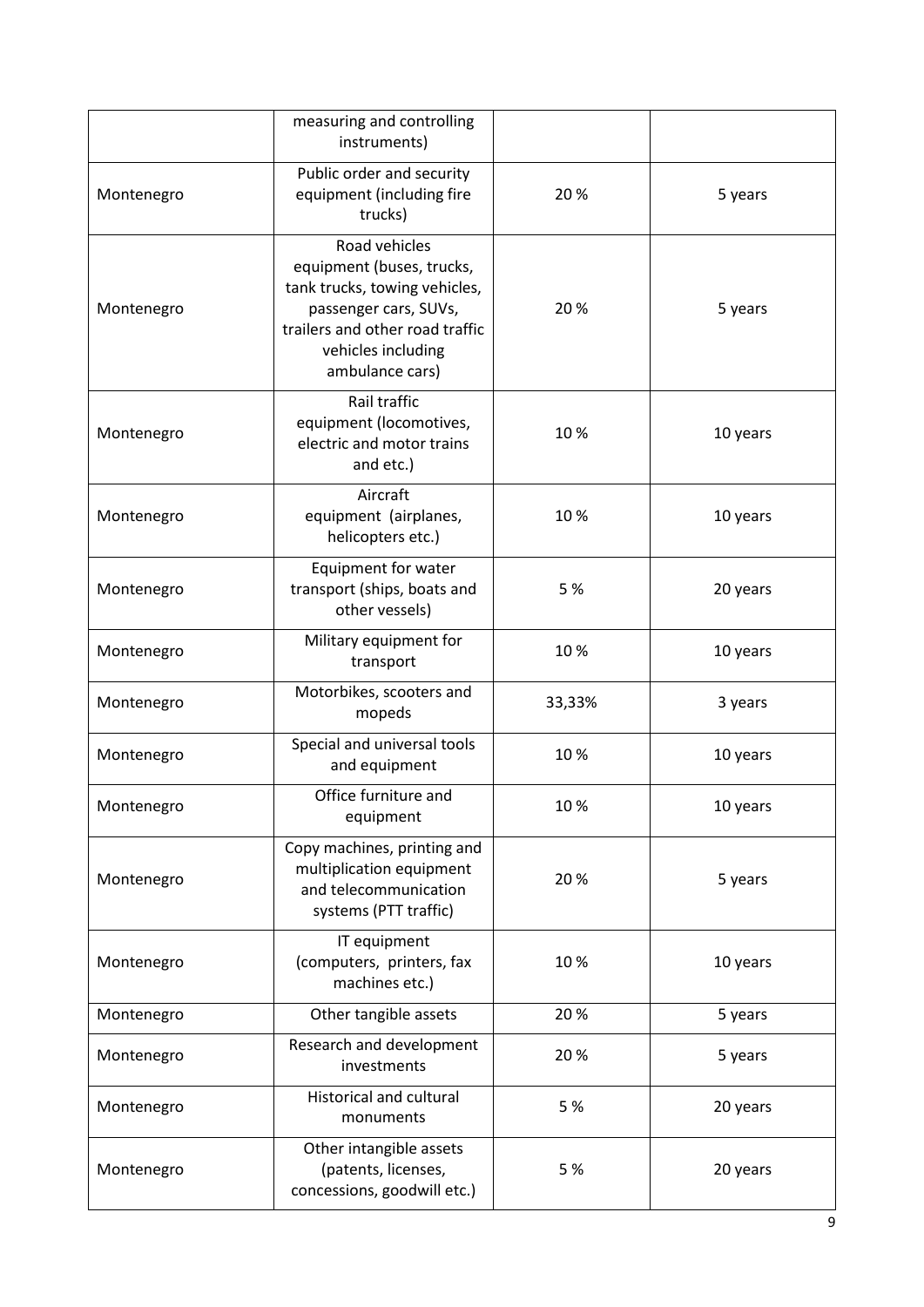| | | | |
|---|---|---|---|
| | measuring and controlling instruments) | | |
| Montenegro | Public order and security equipment (including fire trucks) | 20 % | 5 years |
| Montenegro | Road vehicles equipment (buses, trucks, tank trucks, towing vehicles, passenger cars, SUVs, trailers and other road traffic vehicles including ambulance cars) | 20 % | 5 years |
| Montenegro | Rail traffic equipment (locomotives, electric and motor trains and etc.) | 10 % | 10 years |
| Montenegro | Aircraft equipment (airplanes, helicopters etc.) | 10 % | 10 years |
| Montenegro | Equipment for water transport (ships, boats and other vessels) | 5 % | 20 years |
| Montenegro | Military equipment for transport | 10 % | 10 years |
| Montenegro | Motorbikes, scooters and mopeds | 33,33% | 3 years |
| Montenegro | Special and universal tools and equipment | 10 % | 10 years |
| Montenegro | Office furniture and equipment | 10 % | 10 years |
| Montenegro | Copy machines, printing and multiplication equipment and telecommunication systems (PTT traffic) | 20 % | 5 years |
| Montenegro | IT equipment (computers, printers, fax machines etc.) | 10 % | 10 years |
| Montenegro | Other tangible assets | 20 % | 5 years |
| Montenegro | Research and development investments | 20 % | 5 years |
| Montenegro | Historical and cultural monuments | 5 % | 20 years |
| Montenegro | Other intangible assets (patents, licenses, concessions, goodwill etc.) | 5 % | 20 years |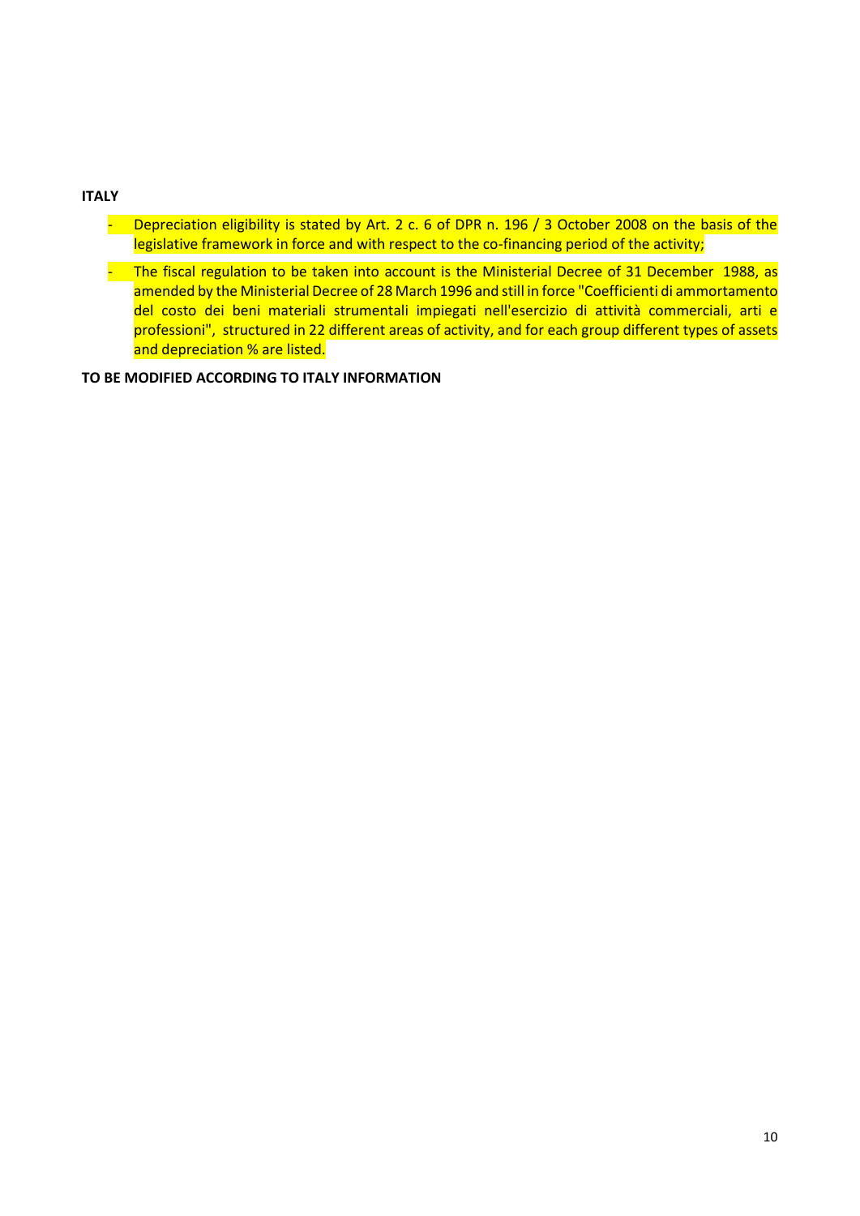**ITALY**

- Depreciation eligibility is stated by Art. 2 c. 6 of DPR n. 196 / 3 October 2008 on the basis of the legislative framework in force and with respect to the co-financing period of the activity;
- The fiscal regulation to be taken into account is the Ministerial Decree of 31 December 1988, as amended by the Ministerial Decree of 28 March 1996 and still in force "Coefficienti di ammortamento del costo dei beni materiali strumentali impiegati nell'esercizio di attività commerciali, arti e professioni", structured in 22 different areas of activity, and for each group different types of assets and depreciation % are listed.

**TO BE MODIFIED ACCORDING TO ITALY INFORMATION**